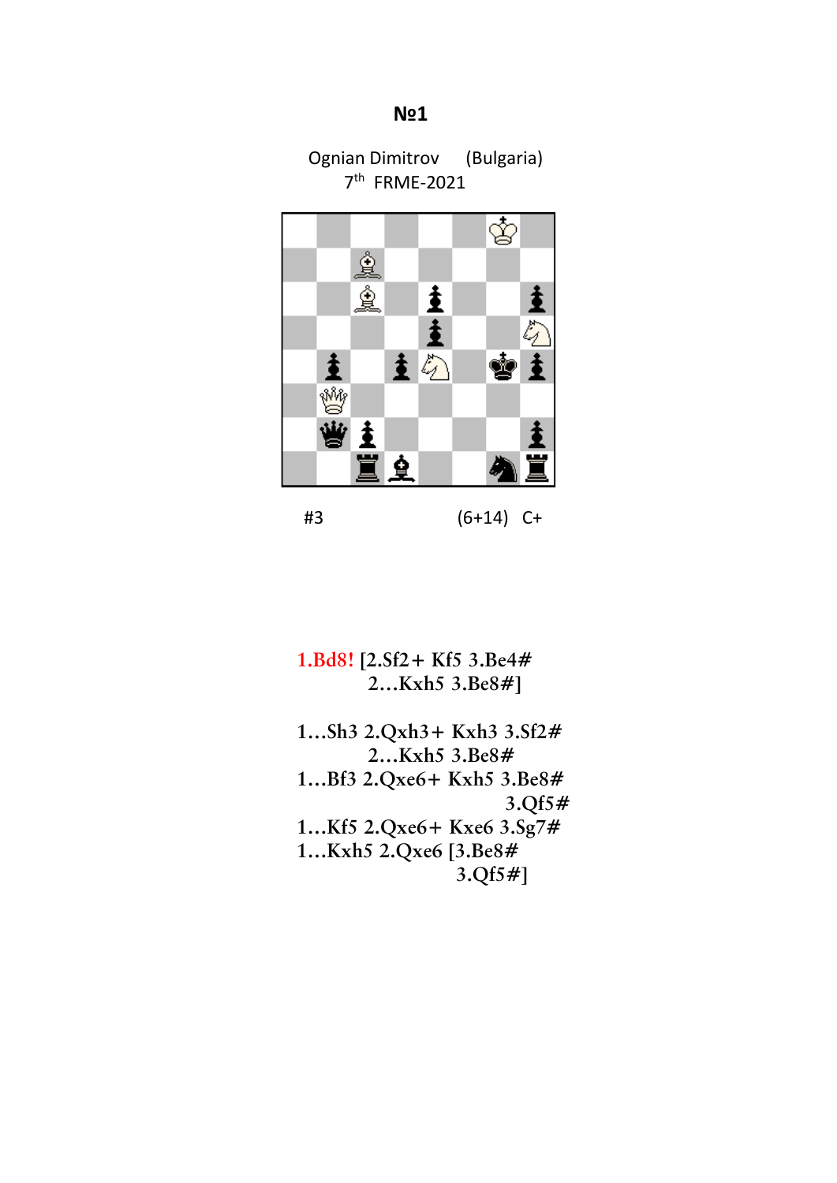# №1

Ognian Dimitrov (Bulgaria)
7[th] FRME-2021

#3 (6+14) C+

**1.Bd8!** [2.Sf2+ Kf5 3.Be4#
2...Kxh5 3.Be8#]

1...Sh3 2.Qxh3+ Kxh3 3.Sf2#
2...Kxh5 3.Be8#
1...Bf3 2.Qxe6+ Kxh5 3.Be8#
3.Qf5#
1...Kf5 2.Qxe6+ Kxe6 3.Sg7#
1...Kxh5 2.Qxe6 [3.Be8#
3.Qf5#]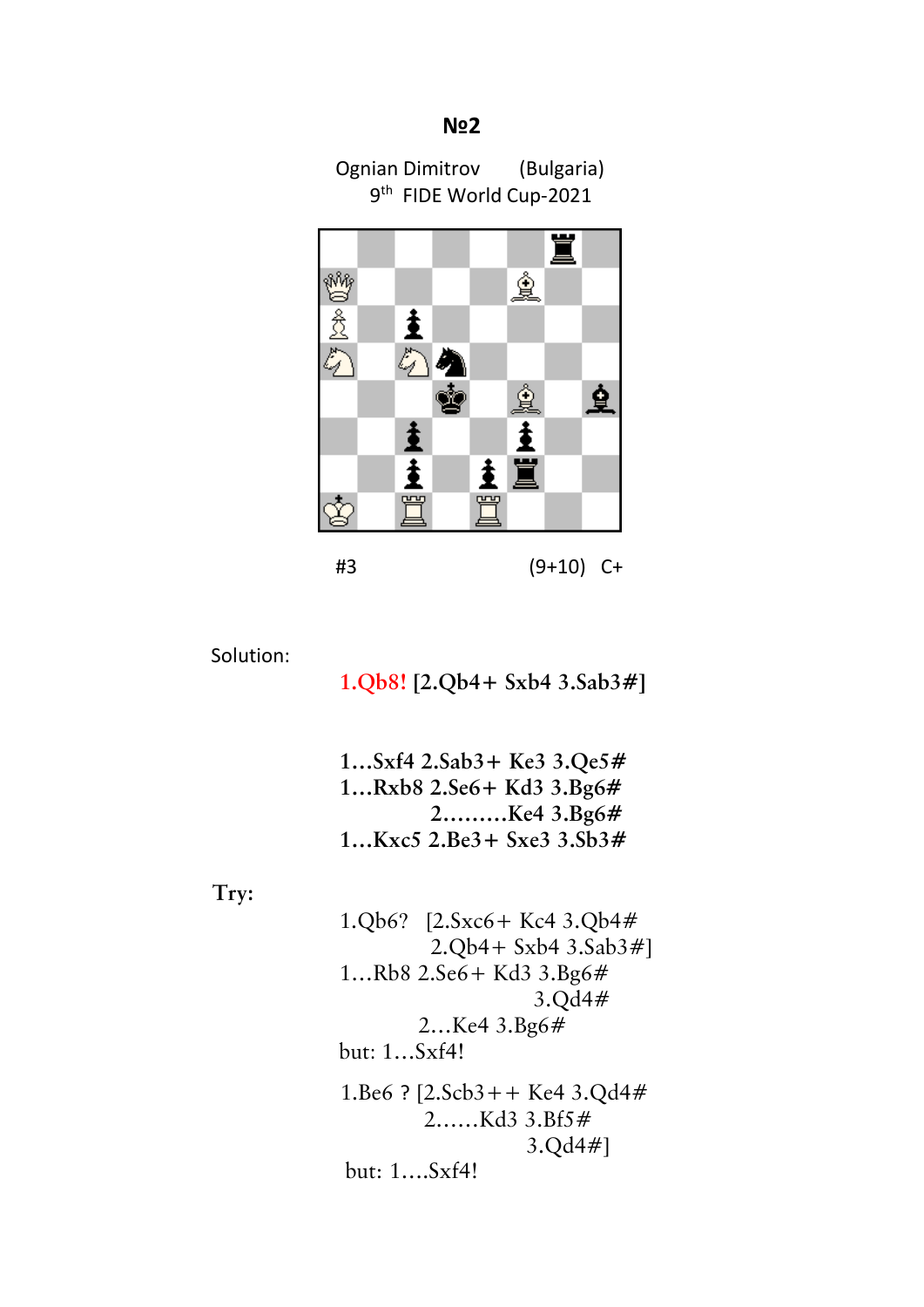## №2

Ognian Dimitrov (Bulgaria)
9th FIDE World Cup-2021

#3 (9+10) C+

Solution:

**1.Qb8!** **[2.Qb4+ Sxb4 3.Sab3#]**

**1…Sxf4 2.Sab3+ Ke3 3.Qe5#**
**1…Rxb8 2.Se6+ Kd3 3.Bg6#**
**2………Ke4 3.Bg6#**
**1…Kxc5 2.Be3+ Sxe3 3.Sb3#**

**Try:**

1.Qb6? [2.Sxc6+ Kc4 3.Qb4#
2.Qb4+ Sxb4 3.Sab3#]
1…Rb8 2.Se6+ Kd3 3.Bg6#
3.Qd4#
2…Ke4 3.Bg6#
but: 1…Sxf4!

1.Be6 ? [2.Scb3++ Ke4 3.Qd4#
2……Kd3 3.Bf5#
3.Qd4#]
but: 1….Sxf4!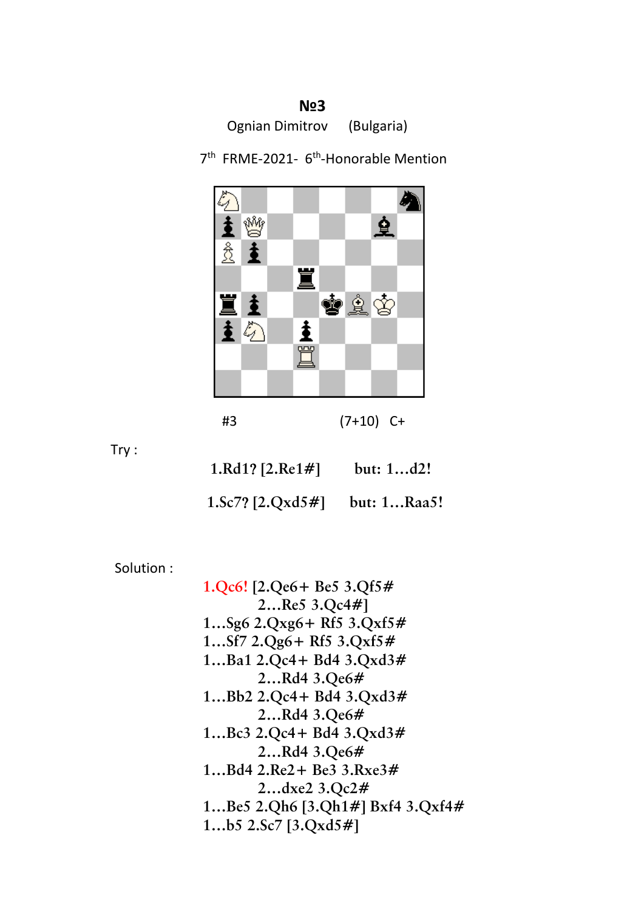**№3**

Ognian Dimitrov (Bulgaria)

7th FRME-2021- 6th-Honorable Mention

#3 (7+10) C+

Try :

1.Rd1? [2.Re1#] but: 1…d2!

1.Sc7? [2.Qxd5#] but: 1…Raa5!

Solution :

1.Qc6! [2.Qe6+ Be5 3.Qf5#
2…Re5 3.Qc4#]
1…Sg6 2.Qxg6+ Rf5 3.Qxf5#
1…Sf7 2.Qg6+ Rf5 3.Qxf5#
1…Ba1 2.Qc4+ Bd4 3.Qxd3#
2…Rd4 3.Qe6#
1…Bb2 2.Qc4+ Bd4 3.Qxd3#
2…Rd4 3.Qe6#
1…Bc3 2.Qc4+ Bd4 3.Qxd3#
2…Rd4 3.Qe6#
1…Bd4 2.Re2+ Be3 3.Rxe3#
2…dxe2 3.Qc2#
1…Be5 2.Qh6 [3.Qh1#] Bxf4 3.Qxf4#
1…b5 2.Sc7 [3.Qxd5#]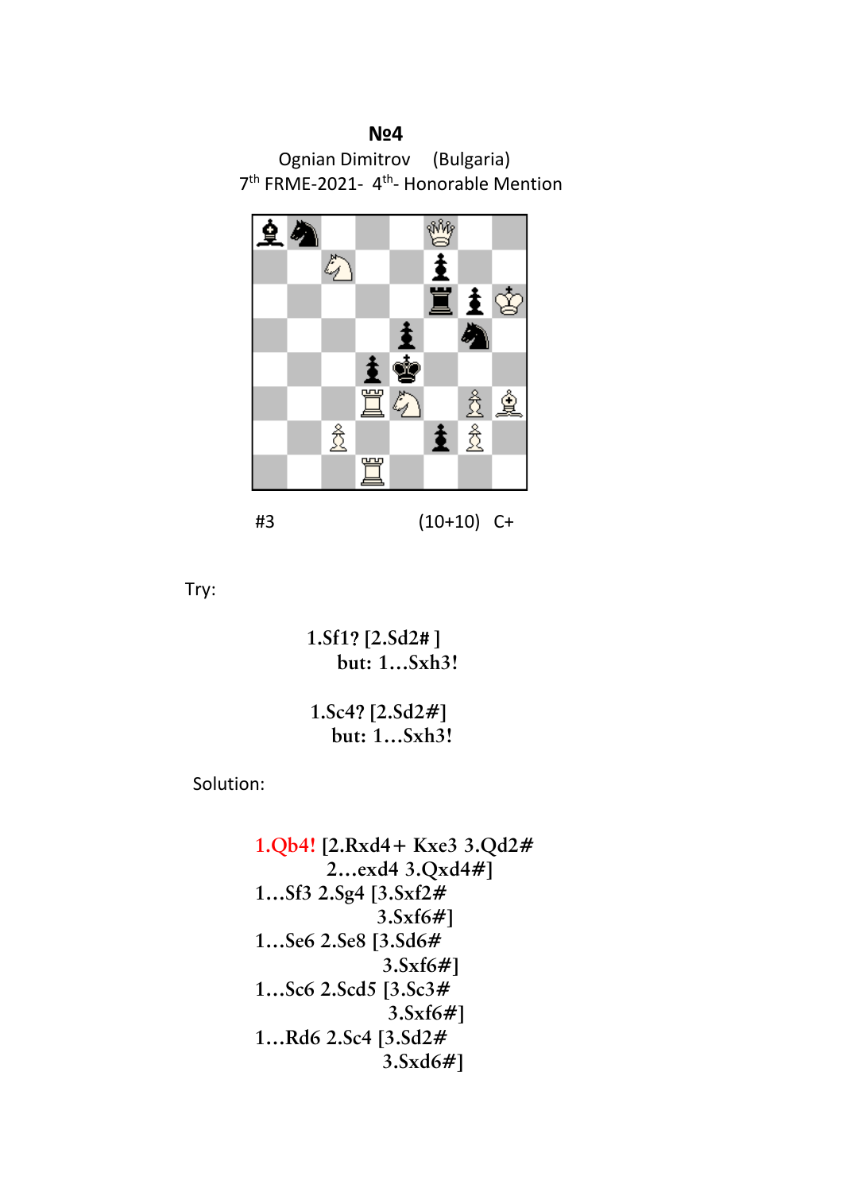**№4**

Ognian Dimitrov (Bulgaria)

7th FRME-2021- 4th- Honorable Mention

#3 (10+10) C+

Try:

1.Sf1? [2.Sd2# ]
but: 1…Sxh3!

1.Sc4? [2.Sd2#]
but: 1…Sxh3!

Solution:

1.Qb4! [2.Rxd4+ Kxe3 3.Qd2#
2…exd4 3.Qxd4#]
1…Sf3 2.Sg4 [3.Sxf2#
3.Sxf6#]
1…Se6 2.Se8 [3.Sd6#
3.Sxf6#]
1…Sc6 2.Scd5 [3.Sc3#
3.Sxf6#]
1…Rd6 2.Sc4 [3.Sd2#
3.Sxd6#]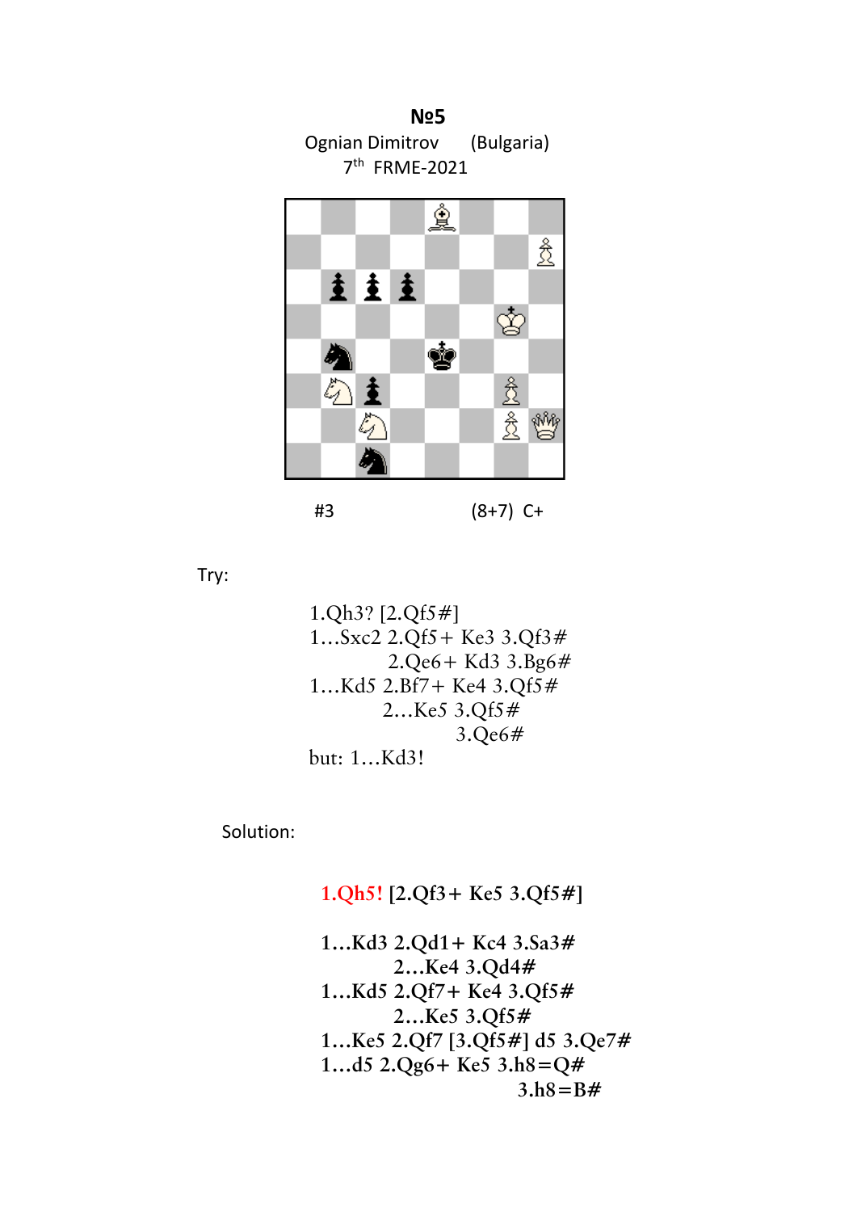**№5**

Ognian Dimitrov (Bulgaria)

7th FRME-2021

#3 (8+7) C+

Try:

1.Qh3? [2.Qf5#]
1…Sxc2 2.Qf5+ Ke3 3.Qf3#
2.Qe6+ Kd3 3.Bg6#
1…Kd5 2.Bf7+ Ke4 3.Qf5#
2…Ke5 3.Qf5#
3.Qe6#
but: 1…Kd3!

Solution:

**1.Qh5!** [2.Qf3+ Ke5 3.Qf5#]

1…Kd3 2.Qd1+ Kc4 3.Sa3#
2…Ke4 3.Qd4#
1…Kd5 2.Qf7+ Ke4 3.Qf5#
2…Ke5 3.Qf5#
1…Ke5 2.Qf7 [3.Qf5#] d5 3.Qe7#
1…d5 2.Qg6+ Ke5 3.h8=Q#
3.h8=B#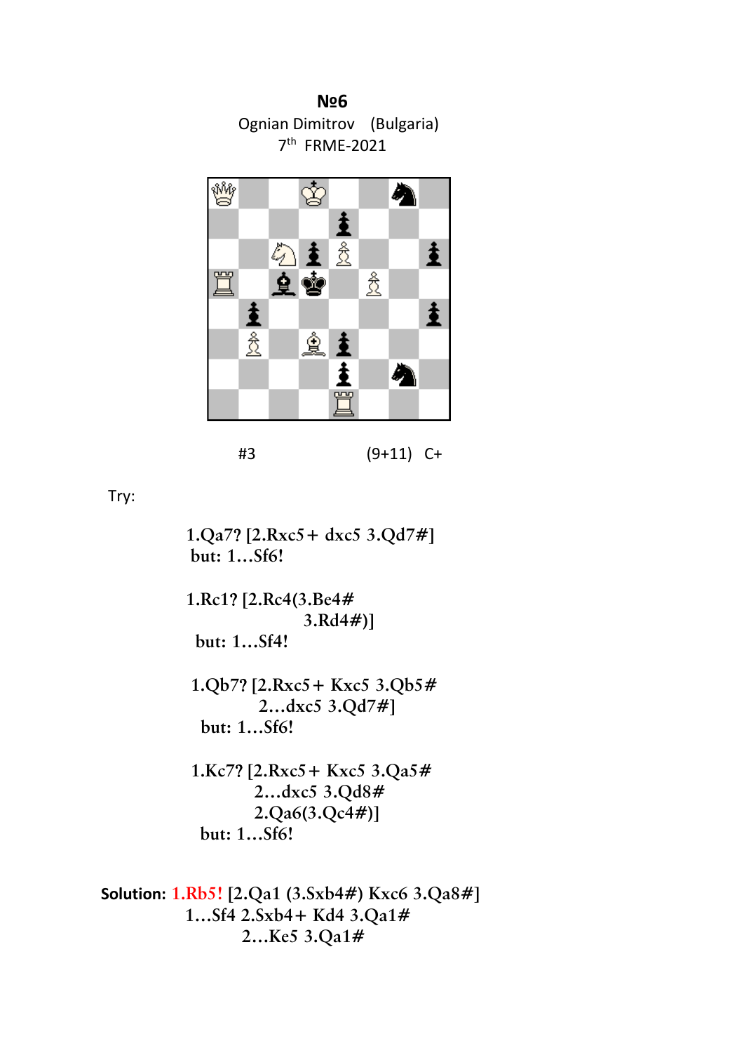## №6

Ognian Dimitrov (Bulgaria)

7th FRME-2021

#3 (9+11) C+

Try:

1.Qa7? [2.Rxc5+ dxc5 3.Qd7#]
but: 1…Sf6!

1.Rc1? [2.Rc4(3.Be4#
3.Rd4#)]
but: 1…Sf4!

1.Qb7? [2.Rxc5+ Kxc5 3.Qb5#
2…dxc5 3.Qd7#]
but: 1…Sf6!

1.Kc7? [2.Rxc5+ Kxc5 3.Qa5#
2…dxc5 3.Qd8#
2.Qa6(3.Qc4#)]
but: 1…Sf6!

**Solution:** 1.Rb5! [2.Qa1 (3.Sxb4#) Kxc6 3.Qa8#]
1…Sf4 2.Sxb4+ Kd4 3.Qa1#
2…Ke5 3.Qa1#